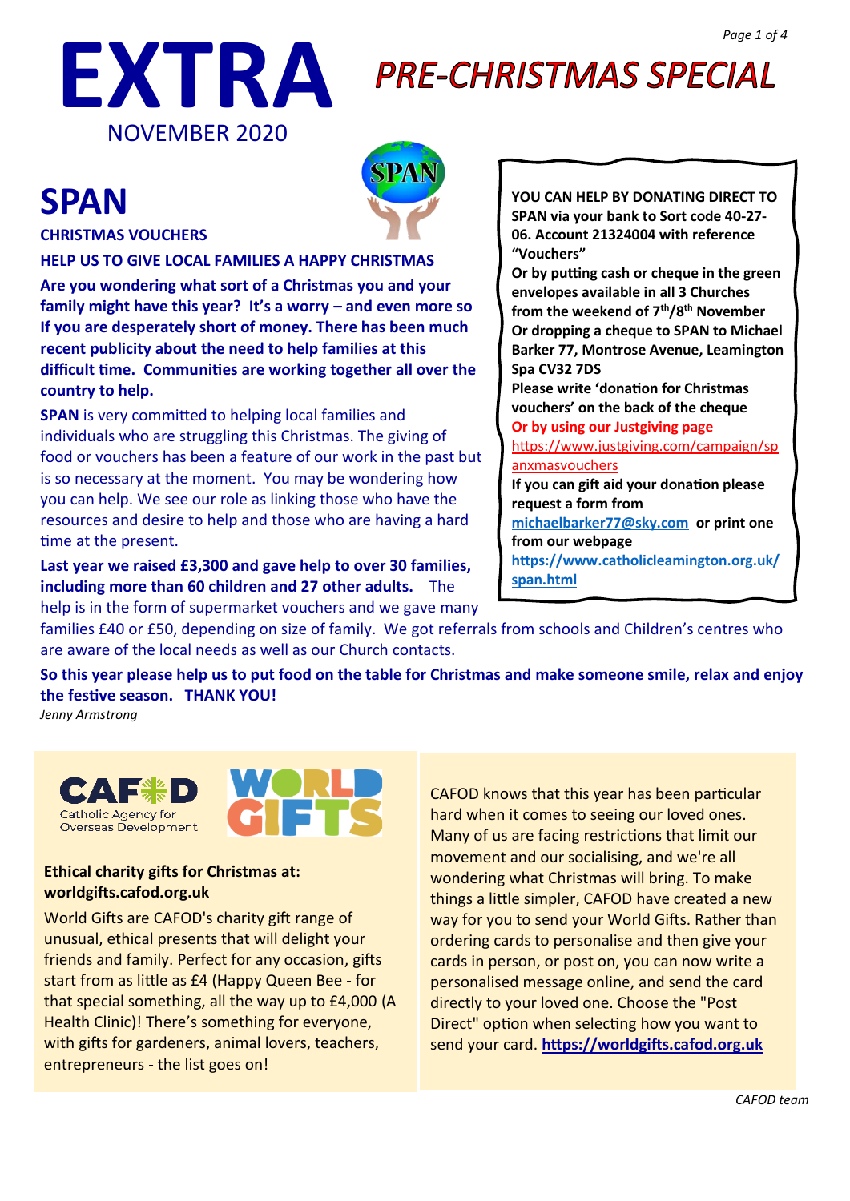# EXTRA

## PRE-CHRISTMAS SPECIAL

NOVEMBER 2020

# SPAN

**CHRISTMAS VOUCHERS**

**HELP US TO GIVE LOCAL FAMILIES A HAPPY CHRISTMAS**

**Are you wondering what sort of a Christmas you and your family might have this year? It's a worry – and even more so If you are desperately short of money. There has been much recent publicity about the need to help families at this difficult time. Communities are working together all over the country to help.**

**SPAN** is very committed to helping local families and individuals who are struggling this Christmas. The giving of food or vouchers has been a feature of our work in the past but is so necessary at the moment. You may be wondering how you can help. We see our role as linking those who have the resources and desire to help and those who are having a hard time at the present.

**Last year we raised £3,300 and gave help to over 30 families, including more than 60 children and 27 other adults.** The help is in the form of supermarket vouchers and we gave many families £40 or £50, depending on size of family. We got referrals from schools and Children's centres who are aware of the local needs as well as our Church contacts.

**So this year please help us to put food on the table for Christmas and make someone smile, relax and enjoy the festive season. THANK YOU!**

*Jenny Armstrong*

**YOU CAN HELP BY DONATING DIRECT TO SPAN via your bank to Sort code 40-27-06. Account 21324004 with reference "Vouchers"**
**Or by putting cash or cheque in the green envelopes available in all 3 Churches from the weekend of 7th/8th November**
**Or dropping a cheque to SPAN to Michael Barker 77, Montrose Avenue, Leamington Spa CV32 7DS**
**Please write 'donation for Christmas vouchers' on the back of the cheque**
**Or by using our Justgiving page**
https://www.justgiving.com/campaign/spanxmasvouchers
**If you can gift aid your donation please request a form from michaelbarker77@sky.com or print one from our webpage https://www.catholicleamington.org.uk/span.html**

CAFOD Catholic Agency for Overseas Development

WORLD GIFTS

**Ethical charity gifts for Christmas at: worldgifts.cafod.org.uk**

World Gifts are CAFOD's charity gift range of unusual, ethical presents that will delight your friends and family. Perfect for any occasion, gifts start from as little as £4 (Happy Queen Bee - for that special something, all the way up to £4,000 (A Health Clinic)! There's something for everyone, with gifts for gardeners, animal lovers, teachers, entrepreneurs - the list goes on!

CAFOD knows that this year has been particular hard when it comes to seeing our loved ones. Many of us are facing restrictions that limit our movement and our socialising, and we're all wondering what Christmas will bring. To make things a little simpler, CAFOD have created a new way for you to send your World Gifts. Rather than ordering cards to personalise and then give your cards in person, or post on, you can now write a personalised message online, and send the card directly to your loved one. Choose the "Post Direct" option when selecting how you want to send your card. **https://worldgifts.cafod.org.uk**

*CAFOD team*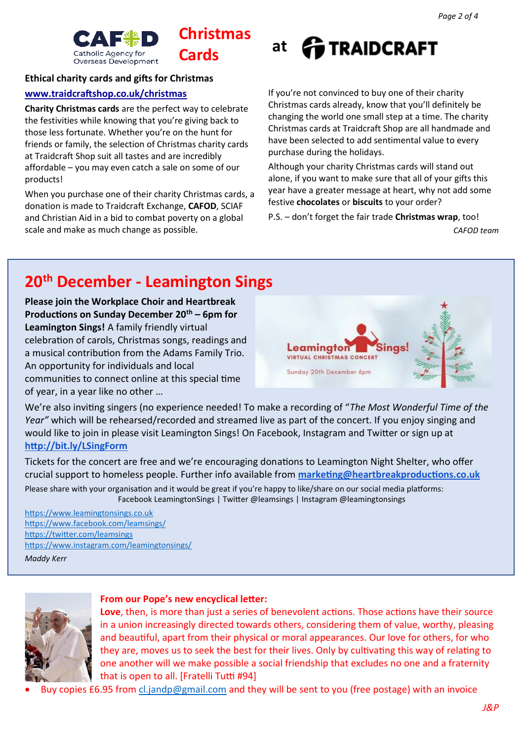# CAFOD Christmas Cards at TRAIDCRAFT

**Ethical charity cards and gifts for Christmas**

**www.traidcraftshop.co.uk/christmas**

**Charity Christmas cards** are the perfect way to celebrate the festivities while knowing that you're giving back to those less fortunate. Whether you're on the hunt for friends or family, the selection of Christmas charity cards at Traidcraft Shop suit all tastes and are incredibly affordable – you may even catch a sale on some of our products!

When you purchase one of their charity Christmas cards, a donation is made to Traidcraft Exchange, **CAFOD**, SCIAF and Christian Aid in a bid to combat poverty on a global scale and make as much change as possible.

If you're not convinced to buy one of their charity Christmas cards already, know that you'll definitely be changing the world one small step at a time. The charity Christmas cards at Traidcraft Shop are all handmade and have been selected to add sentimental value to every purchase during the holidays.

Although your charity Christmas cards will stand out alone, if you want to make sure that all of your gifts this year have a greater message at heart, why not add some festive **chocolates** or **biscuits** to your order?

P.S. – don't forget the fair trade **Christmas wrap**, too!

*CAFOD team*

## 20th December - Leamington Sings

**Please join the Workplace Choir and Heartbreak Productions on Sunday December 20th – 6pm for Leamington Sings!** A family friendly virtual celebration of carols, Christmas songs, readings and a musical contribution from the Adams Family Trio. An opportunity for individuals and local communities to connect online at this special time of year, in a year like no other …

Leamington Sings! VIRTUAL CHRISTMAS CONCERT
Sunday 20th December 6pm

We're also inviting singers (no experience needed! To make a recording of "*The Most Wonderful Time of the Year"* which will be rehearsed/recorded and streamed live as part of the concert. If you enjoy singing and would like to join in please visit Leamington Sings! On Facebook, Instagram and Twitter or sign up at **http://bit.ly/LSingForm**

Tickets for the concert are free and we're encouraging donations to Leamington Night Shelter, who offer crucial support to homeless people. Further info available from **marketing@heartbreakproductions.co.uk**

Please share with your organisation and it would be great if you're happy to like/share on our social media platforms:
Facebook LeamingtonSings | Twitter @leamsings | Instagram @leamingtonsings

https://www.leamingtonsings.co.uk
https://www.facebook.com/leamsings/
https://twitter.com/leamsings
https://www.instagram.com/leamingtonsings/

*Maddy Kerr*

**From our Pope's new encyclical letter:**

**Love**, then, is more than just a series of benevolent actions. Those actions have their source in a union increasingly directed towards others, considering them of value, worthy, pleasing and beautiful, apart from their physical or moral appearances. Our love for others, for who they are, moves us to seek the best for their lives. Only by cultivating this way of relating to one another will we make possible a social friendship that excludes no one and a fraternity that is open to all. [Fratelli Tutti #94]

- Buy copies £6.95 from cl.jandp@gmail.com and they will be sent to you (free postage) with an invoice

*J&P*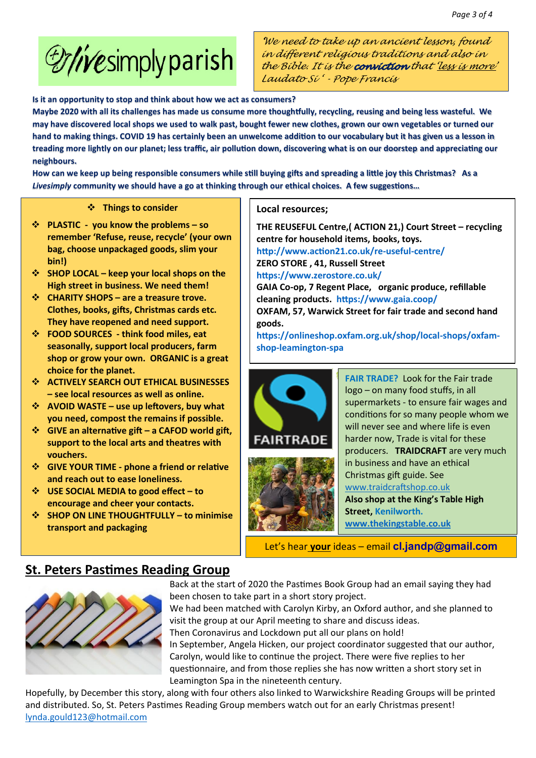# Livesimply parish

*We need to take up an ancient lesson, found in different religious traditions and also in the Bible. It is the **conviction** that 'less is more' Laudato Si' - Pope Francis*

**Is it an opportunity to stop and think about how we act as consumers?**

**Maybe 2020 with all its challenges has made us consume more thoughtfully, recycling, reusing and being less wasteful. We may have discovered local shops we used to walk past, bought fewer new clothes, grown our own vegetables or turned our hand to making things. COVID 19 has certainly been an unwelcome addition to our vocabulary but it has given us a lesson in treading more lightly on our planet; less traffic, air pollution down, discovering what is on our doorstep and appreciating our neighbours.**

**How can we keep up being responsible consumers while still buying gifts and spreading a little joy this Christmas? As a *Livesimply* community we should have a go at thinking through our ethical choices. A few suggestions…**

### Things to consider

- **PLASTIC - you know the problems – so remember 'Refuse, reuse, recycle' (your own bag, choose unpackaged goods, slim your bin!)**
- **SHOP LOCAL – keep your local shops on the High street in business. We need them!**
- **CHARITY SHOPS – are a treasure trove. Clothes, books, gifts, Christmas cards etc. They have reopened and need support.**
- **FOOD SOURCES - think food miles, eat seasonally, support local producers, farm shop or grow your own. ORGANIC is a great choice for the planet.**
- **ACTIVELY SEARCH OUT ETHICAL BUSINESSES – see local resources as well as online.**
- **AVOID WASTE – use up leftovers, buy what you need, compost the remains if possible.**
- **GIVE an alternative gift – a CAFOD world gift, support to the local arts and theatres with vouchers.**
- **GIVE YOUR TIME - phone a friend or relative and reach out to ease loneliness.**
- **USE SOCIAL MEDIA to good effect – to encourage and cheer your contacts.**
- **SHOP ON LINE THOUGHTFULLY – to minimise transport and packaging**

### Local resources;

**THE REUSEFUL Centre,( ACTION 21,) Court Street – recycling centre for household items, books, toys.**
http://www.action21.co.uk/re-useful-centre/

**ZERO STORE , 41, Russell Street**
https://www.zerostore.co.uk/

**GAIA Co-op, 7 Regent Place, organic produce, refillable cleaning products.** https://www.gaia.coop/

**OXFAM, 57, Warwick Street for fair trade and second hand goods.**
https://onlineshop.oxfam.org.uk/shop/local-shops/oxfam-shop-leamington-spa

**FAIR TRADE?** Look for the Fair trade logo – on many food stuffs, in all supermarkets - to ensure fair wages and conditions for so many people whom we will never see and where life is even harder now, Trade is vital for these producers. **TRAIDCRAFT** are very much in business and have an ethical Christmas gift guide. See www.traidcraftshop.co.uk
**Also shop at the King's Table High Street, Kenilworth. www.thekingstable.co.uk**

Let's hear **your** ideas – email **cl.jandp@gmail.com**

## St. Peters Pastimes Reading Group

Back at the start of 2020 the Pastimes Book Group had an email saying they had been chosen to take part in a short story project.
We had been matched with Carolyn Kirby, an Oxford author, and she planned to visit the group at our April meeting to share and discuss ideas.
Then Coronavirus and Lockdown put all our plans on hold!
In September, Angela Hicken, our project coordinator suggested that our author, Carolyn, would like to continue the project. There were five replies to her questionnaire, and from those replies she has now written a short story set in Leamington Spa in the nineteenth century.
Hopefully, by December this story, along with four others also linked to Warwickshire Reading Groups will be printed and distributed. So, St. Peters Pastimes Reading Group members watch out for an early Christmas present!
lynda.gould123@hotmail.com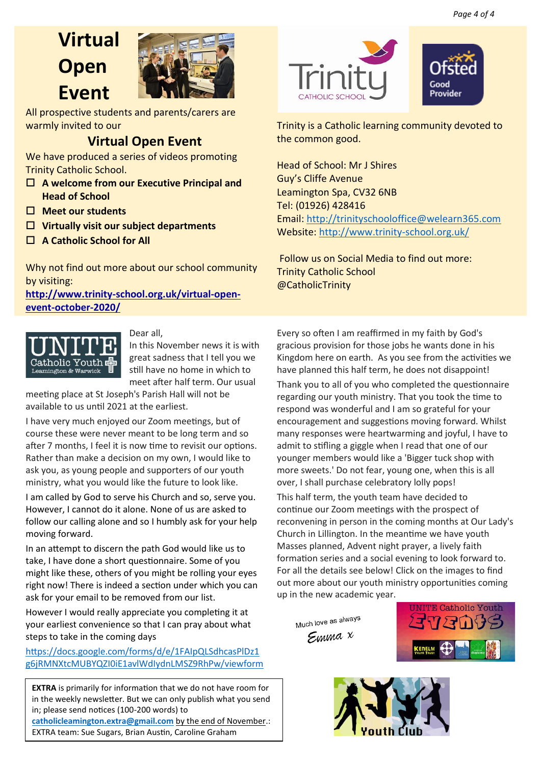# Virtual Open Event

All prospective students and parents/carers are warmly invited to our

## Virtual Open Event

We have produced a series of videos promoting Trinity Catholic School.

- ☐ **A welcome from our Executive Principal and Head of School**
- ☐ **Meet our students**
- ☐ **Virtually visit our subject departments**
- ☐ **A Catholic School for All**

Why not find out more about our school community by visiting:
**http://www.trinity-school.org.uk/virtual-open-event-october-2020/**

Trinity CATHOLIC SCHOOL

Ofsted Good Provider

Trinity is a Catholic learning community devoted to the common good.

Head of School: Mr J Shires
Guy's Cliffe Avenue
Leamington Spa, CV32 6NB
Tel: (01926) 428416
Email: http://trinityschooloffice@welearn365.com
Website: http://www.trinity-school.org.uk/

Follow us on Social Media to find out more:
Trinity Catholic School
@CatholicTrinity

UNITE Catholic Youth Leamington & Warwick

Dear all,

In this November news it is with great sadness that I tell you we still have no home in which to meet after half term. Our usual meeting place at St Joseph's Parish Hall will not be available to us until 2021 at the earliest.

I have very much enjoyed our Zoom meetings, but of course these were never meant to be long term and so after 7 months, I feel it is now time to revisit our options. Rather than make a decision on my own, I would like to ask you, as young people and supporters of our youth ministry, what you would like the future to look like.

I am called by God to serve his Church and so, serve you. However, I cannot do it alone. None of us are asked to follow our calling alone and so I humbly ask for your help moving forward.

In an attempt to discern the path God would like us to take, I have done a short questionnaire. Some of you might like these, others of you might be rolling your eyes right now! There is indeed a section under which you can ask for your email to be removed from our list.

However I would really appreciate you completing it at your earliest convenience so that I can pray about what steps to take in the coming days

https://docs.google.com/forms/d/e/1FAIpQLSdhcasPlDz1g6jRMNXtcMUBYQZI0iE1avlWdlydnLMSZ9RhPw/viewform

Every so often I am reaffirmed in my faith by God's gracious provision for those jobs he wants done in his Kingdom here on earth. As you see from the activities we have planned this half term, he does not disappoint!

Thank you to all of you who completed the questionnaire regarding our youth ministry. That you took the time to respond was wonderful and I am so grateful for your encouragement and suggestions moving forward. Whilst many responses were heartwarming and joyful, I have to admit to stifling a giggle when I read that one of our younger members would like a 'Bigger tuck shop with more sweets.' Do not fear, young one, when this is all over, I shall purchase celebratory lolly pops!

This half term, the youth team have decided to continue our Zoom meetings with the prospect of reconvening in person in the coming months at Our Lady's Church in Lillington. In the meantime we have youth Masses planned, Advent night prayer, a lively faith formation series and a social evening to look forward to. For all the details see below! Click on the images to find out more about our youth ministry opportunities coming up in the new academic year.

Much love as always
*Emma x*

UNITE Catholic Youth EVENTS

Youth Club

**EXTRA** is primarily for information that we do not have room for in the weekly newsletter. But we can only publish what you send in; please send notices (100-200 words) to **catholicleamington.extra@gmail.com** by the end of November.: EXTRA team: Sue Sugars, Brian Austin, Caroline Graham